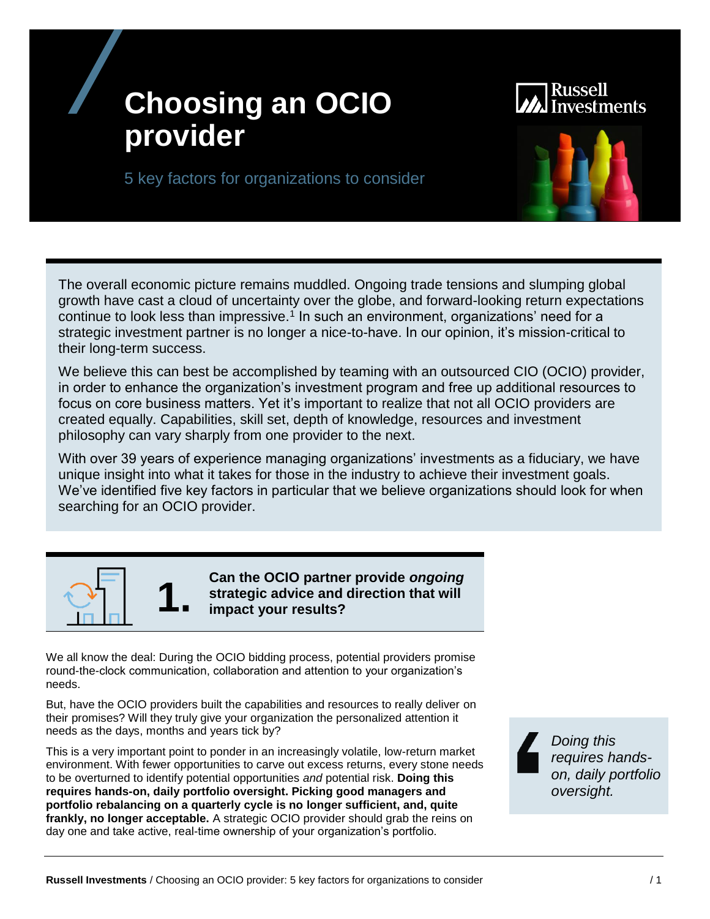# Choosing an OCIO provider

5 key factors for organizations to consider

The overall economic picture remains muddled. Ongoing trade tensions and slumping global growth have cast a cloud of uncertainty over the globe, and forward-looking return expectations continue to look less than impressive.[1] In such an environment, organizations' need for a strategic investment partner is no longer a nice-to-have. In our opinion, it's mission-critical to their long-term success.

We believe this can best be accomplished by teaming with an outsourced CIO (OCIO) provider, in order to enhance the organization's investment program and free up additional resources to focus on core business matters. Yet it's important to realize that not all OCIO providers are created equally. Capabilities, skill set, depth of knowledge, resources and investment philosophy can vary sharply from one provider to the next.

With over 39 years of experience managing organizations' investments as a fiduciary, we have unique insight into what it takes for those in the industry to achieve their investment goals. We've identified five key factors in particular that we believe organizations should look for when searching for an OCIO provider.

## 1. Can the OCIO partner provide *ongoing* strategic advice and direction that will impact your results?

We all know the deal: During the OCIO bidding process, potential providers promise round-the-clock communication, collaboration and attention to your organization's needs.

But, have the OCIO providers built the capabilities and resources to really deliver on their promises? Will they truly give your organization the personalized attention it needs as the days, months and years tick by?

This is a very important point to ponder in an increasingly volatile, low-return market environment. With fewer opportunities to carve out excess returns, every stone needs to be overturned to identify potential opportunities *and* potential risk. **Doing this requires hands-on, daily portfolio oversight. Picking good managers and portfolio rebalancing on a quarterly cycle is no longer sufficient, and, quite frankly, no longer acceptable.** A strategic OCIO provider should grab the reins on day one and take active, real-time ownership of your organization's portfolio.

> *Doing this requires hands-on, daily portfolio oversight.*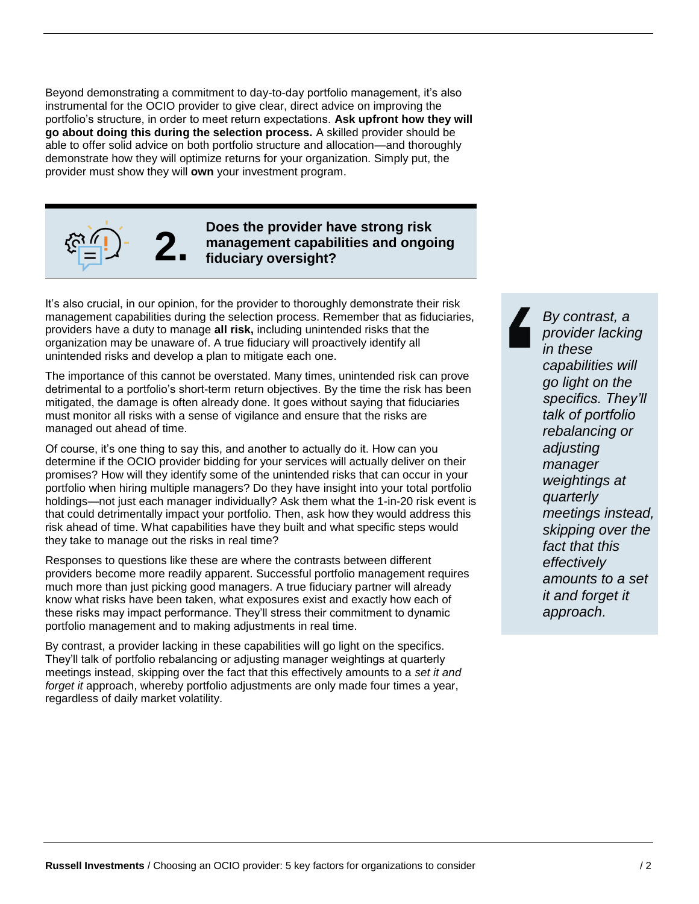Beyond demonstrating a commitment to day-to-day portfolio management, it's also instrumental for the OCIO provider to give clear, direct advice on improving the portfolio's structure, in order to meet return expectations. **Ask upfront how they will go about doing this during the selection process.** A skilled provider should be able to offer solid advice on both portfolio structure and allocation—and thoroughly demonstrate how they will optimize returns for your organization. Simply put, the provider must show they will **own** your investment program.

## 2. Does the provider have strong risk management capabilities and ongoing fiduciary oversight?

It's also crucial, in our opinion, for the provider to thoroughly demonstrate their risk management capabilities during the selection process. Remember that as fiduciaries, providers have a duty to manage **all risk,** including unintended risks that the organization may be unaware of. A true fiduciary will proactively identify all unintended risks and develop a plan to mitigate each one.

The importance of this cannot be overstated. Many times, unintended risk can prove detrimental to a portfolio's short-term return objectives. By the time the risk has been mitigated, the damage is often already done. It goes without saying that fiduciaries must monitor all risks with a sense of vigilance and ensure that the risks are managed out ahead of time.

Of course, it's one thing to say this, and another to actually do it. How can you determine if the OCIO provider bidding for your services will actually deliver on their promises? How will they identify some of the unintended risks that can occur in your portfolio when hiring multiple managers? Do they have insight into your total portfolio holdings—not just each manager individually? Ask them what the 1-in-20 risk event is that could detrimentally impact your portfolio. Then, ask how they would address this risk ahead of time. What capabilities have they built and what specific steps would they take to manage out the risks in real time?

Responses to questions like these are where the contrasts between different providers become more readily apparent. Successful portfolio management requires much more than just picking good managers. A true fiduciary partner will already know what risks have been taken, what exposures exist and exactly how each of these risks may impact performance. They'll stress their commitment to dynamic portfolio management and to making adjustments in real time.

By contrast, a provider lacking in these capabilities will go light on the specifics. They'll talk of portfolio rebalancing or adjusting manager weightings at quarterly meetings instead, skipping over the fact that this effectively amounts to a *set it and forget it* approach, whereby portfolio adjustments are only made four times a year, regardless of daily market volatility.

> *By contrast, a provider lacking in these capabilities will go light on the specifics. They'll talk of portfolio rebalancing or adjusting manager weightings at quarterly meetings instead, skipping over the fact that this effectively amounts to a set it and forget it approach.*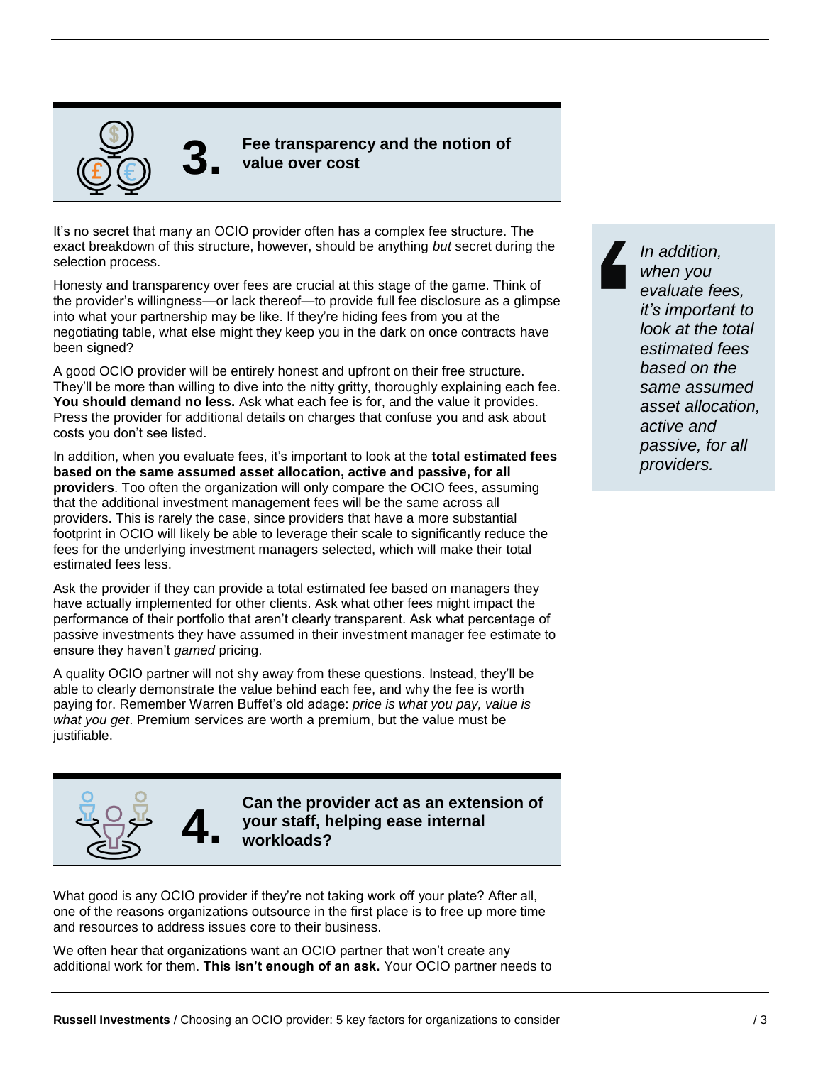## 3. Fee transparency and the notion of value over cost

It's no secret that many an OCIO provider often has a complex fee structure. The exact breakdown of this structure, however, should be anything *but* secret during the selection process.

Honesty and transparency over fees are crucial at this stage of the game. Think of the provider's willingness—or lack thereof—to provide full fee disclosure as a glimpse into what your partnership may be like. If they're hiding fees from you at the negotiating table, what else might they keep you in the dark on once contracts have been signed?

A good OCIO provider will be entirely honest and upfront on their free structure. They'll be more than willing to dive into the nitty gritty, thoroughly explaining each fee. **You should demand no less.** Ask what each fee is for, and the value it provides. Press the provider for additional details on charges that confuse you and ask about costs you don't see listed.

In addition, when you evaluate fees, it's important to look at the **total estimated fees based on the same assumed asset allocation, active and passive, for all providers**. Too often the organization will only compare the OCIO fees, assuming that the additional investment management fees will be the same across all providers. This is rarely the case, since providers that have a more substantial footprint in OCIO will likely be able to leverage their scale to significantly reduce the fees for the underlying investment managers selected, which will make their total estimated fees less.

> *In addition, when you evaluate fees, it's important to look at the total estimated fees based on the same assumed asset allocation, active and passive, for all providers.*

Ask the provider if they can provide a total estimated fee based on managers they have actually implemented for other clients. Ask what other fees might impact the performance of their portfolio that aren't clearly transparent. Ask what percentage of passive investments they have assumed in their investment manager fee estimate to ensure they haven't *gamed* pricing.

A quality OCIO partner will not shy away from these questions. Instead, they'll be able to clearly demonstrate the value behind each fee, and why the fee is worth paying for. Remember Warren Buffet's old adage: *price is what you pay, value is what you get*. Premium services are worth a premium, but the value must be justifiable.

## 4. Can the provider act as an extension of your staff, helping ease internal workloads?

What good is any OCIO provider if they're not taking work off your plate? After all, one of the reasons organizations outsource in the first place is to free up more time and resources to address issues core to their business.

We often hear that organizations want an OCIO partner that won't create any additional work for them. **This isn't enough of an ask.** Your OCIO partner needs to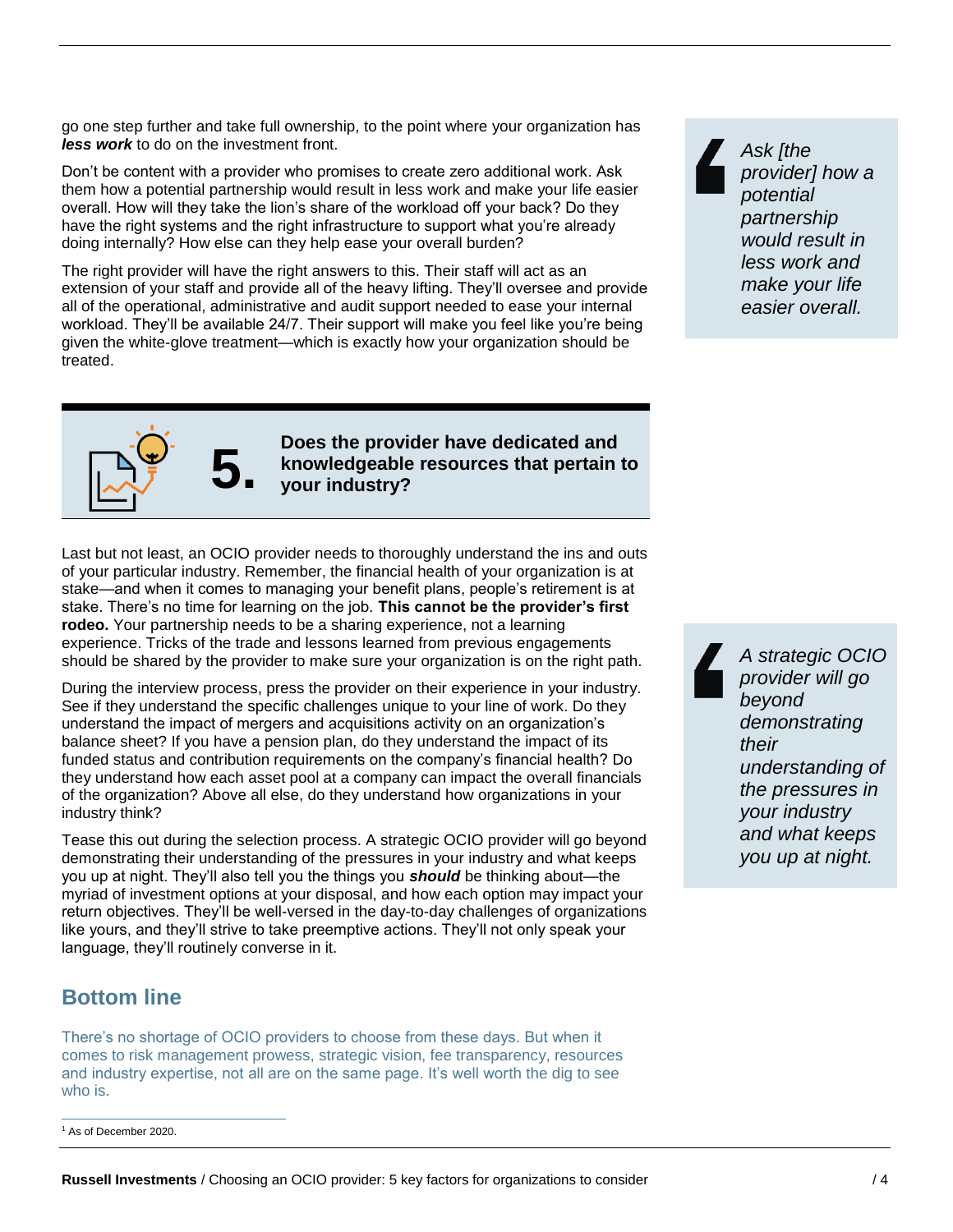go one step further and take full ownership, to the point where your organization has ***less work*** to do on the investment front.

Don't be content with a provider who promises to create zero additional work. Ask them how a potential partnership would result in less work and make your life easier overall. How will they take the lion's share of the workload off your back? Do they have the right systems and the right infrastructure to support what you're already doing internally? How else can they help ease your overall burden?

The right provider will have the right answers to this. Their staff will act as an extension of your staff and provide all of the heavy lifting. They'll oversee and provide all of the operational, administrative and audit support needed to ease your internal workload. They'll be available 24/7. Their support will make you feel like you're being given the white-glove treatment—which is exactly how your organization should be treated.

> *Ask [the provider] how a potential partnership would result in less work and make your life easier overall.*

## 5. Does the provider have dedicated and knowledgeable resources that pertain to your industry?

Last but not least, an OCIO provider needs to thoroughly understand the ins and outs of your particular industry. Remember, the financial health of your organization is at stake—and when it comes to managing your benefit plans, people's retirement is at stake. There's no time for learning on the job. **This cannot be the provider's first rodeo.** Your partnership needs to be a sharing experience, not a learning experience. Tricks of the trade and lessons learned from previous engagements should be shared by the provider to make sure your organization is on the right path.

During the interview process, press the provider on their experience in your industry. See if they understand the specific challenges unique to your line of work. Do they understand the impact of mergers and acquisitions activity on an organization's balance sheet? If you have a pension plan, do they understand the impact of its funded status and contribution requirements on the company's financial health? Do they understand how each asset pool at a company can impact the overall financials of the organization? Above all else, do they understand how organizations in your industry think?

Tease this out during the selection process. A strategic OCIO provider will go beyond demonstrating their understanding of the pressures in your industry and what keeps you up at night. They'll also tell you the things you ***should*** be thinking about—the myriad of investment options at your disposal, and how each option may impact your return objectives. They'll be well-versed in the day-to-day challenges of organizations like yours, and they'll strive to take preemptive actions. They'll not only speak your language, they'll routinely converse in it.

> *A strategic OCIO provider will go beyond demonstrating their understanding of the pressures in your industry and what keeps you up at night.*

## Bottom line

There's no shortage of OCIO providers to choose from these days. But when it comes to risk management prowess, strategic vision, fee transparency, resources and industry expertise, not all are on the same page. It's well worth the dig to see who is.

---

[1] As of December 2020.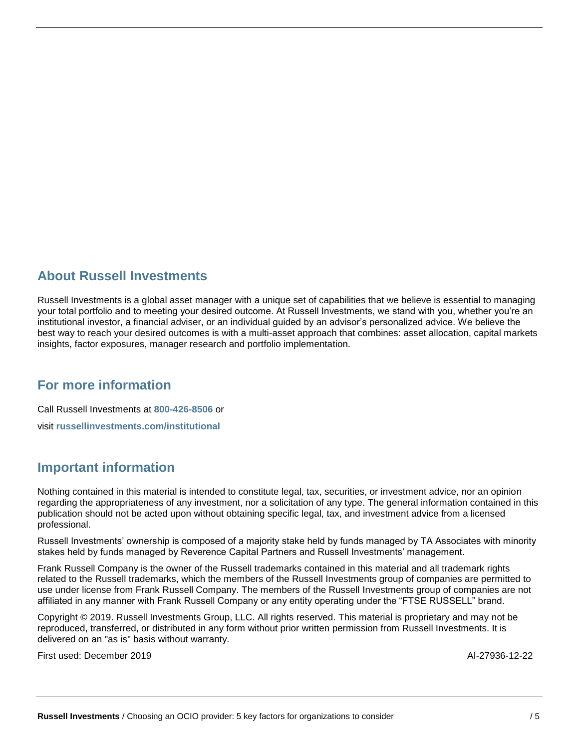## About Russell Investments

Russell Investments is a global asset manager with a unique set of capabilities that we believe is essential to managing your total portfolio and to meeting your desired outcome. At Russell Investments, we stand with you, whether you're an institutional investor, a financial adviser, or an individual guided by an advisor's personalized advice. We believe the best way to reach your desired outcomes is with a multi-asset approach that combines: asset allocation, capital markets insights, factor exposures, manager research and portfolio implementation.

## For more information

Call Russell Investments at **800-426-8506** or

visit **russellinvestments.com/institutional**

## Important information

Nothing contained in this material is intended to constitute legal, tax, securities, or investment advice, nor an opinion regarding the appropriateness of any investment, nor a solicitation of any type. The general information contained in this publication should not be acted upon without obtaining specific legal, tax, and investment advice from a licensed professional.

Russell Investments' ownership is composed of a majority stake held by funds managed by TA Associates with minority stakes held by funds managed by Reverence Capital Partners and Russell Investments' management.

Frank Russell Company is the owner of the Russell trademarks contained in this material and all trademark rights related to the Russell trademarks, which the members of the Russell Investments group of companies are permitted to use under license from Frank Russell Company. The members of the Russell Investments group of companies are not affiliated in any manner with Frank Russell Company or any entity operating under the "FTSE RUSSELL" brand.

Copyright © 2019. Russell Investments Group, LLC. All rights reserved. This material is proprietary and may not be reproduced, transferred, or distributed in any form without prior written permission from Russell Investments. It is delivered on an "as is" basis without warranty.

First used: December 2019 AI-27936-12-22